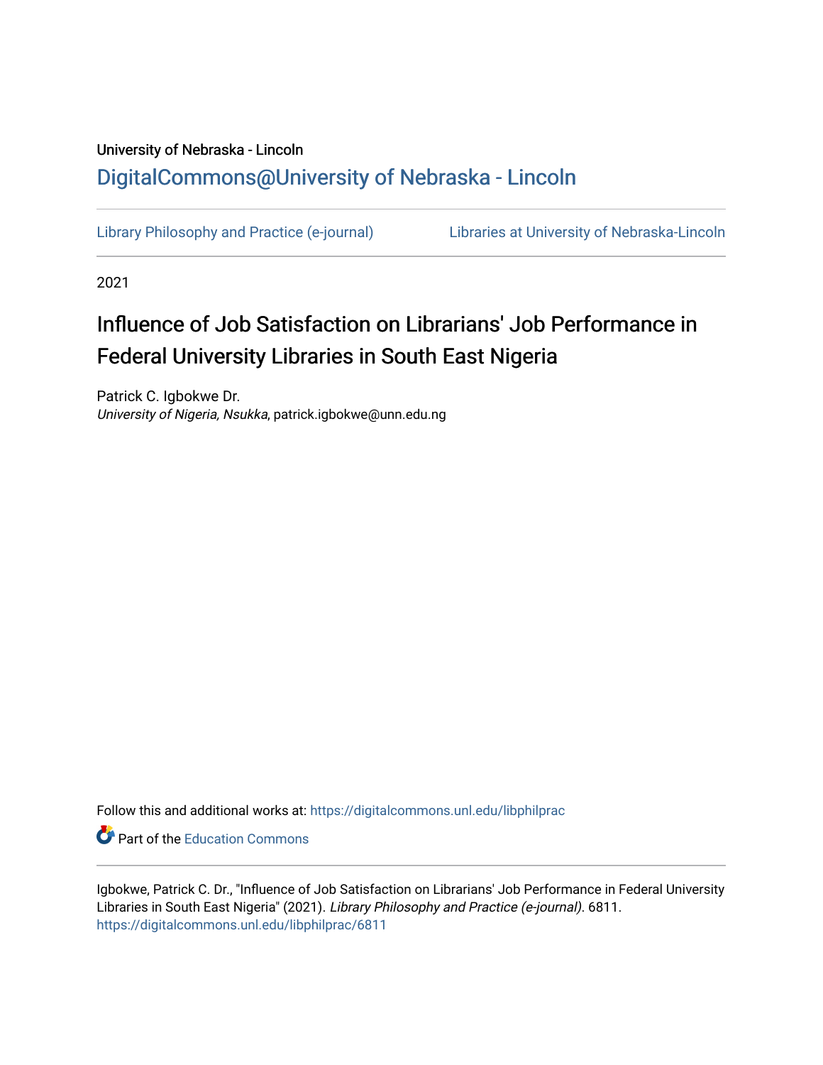University of Nebraska - Lincoln

## DigitalCommons@University of Nebraska - Lincoln

Library Philosophy and Practice (e-journal) | Libraries at University of Nebraska-Lincoln

2021

# Influence of Job Satisfaction on Librarians' Job Performance in Federal University Libraries in South East Nigeria

Patrick C. Igbokwe Dr.
*University of Nigeria, Nsukka*, patrick.igbokwe@unn.edu.ng

Follow this and additional works at: https://digitalcommons.unl.edu/libphilprac

Part of the Education Commons

Igbokwe, Patrick C. Dr., "Influence of Job Satisfaction on Librarians' Job Performance in Federal University Libraries in South East Nigeria" (2021). *Library Philosophy and Practice (e-journal)*. 6811.
https://digitalcommons.unl.edu/libphilprac/6811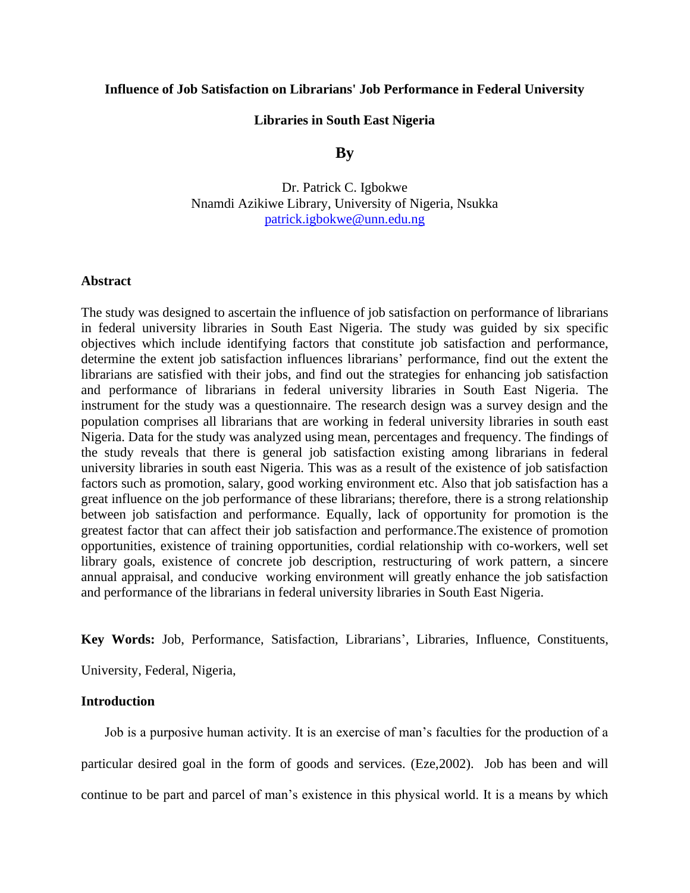**Influence of Job Satisfaction on Librarians' Job Performance in Federal University Libraries in South East Nigeria**

**By**

Dr. Patrick C. Igbokwe
Nnamdi Azikiwe Library, University of Nigeria, Nsukka
patrick.igbokwe@unn.edu.ng

## Abstract

The study was designed to ascertain the influence of job satisfaction on performance of librarians in federal university libraries in South East Nigeria. The study was guided by six specific objectives which include identifying factors that constitute job satisfaction and performance, determine the extent job satisfaction influences librarians' performance, find out the extent the librarians are satisfied with their jobs, and find out the strategies for enhancing job satisfaction and performance of librarians in federal university libraries in South East Nigeria. The instrument for the study was a questionnaire. The research design was a survey design and the population comprises all librarians that are working in federal university libraries in south east Nigeria. Data for the study was analyzed using mean, percentages and frequency. The findings of the study reveals that there is general job satisfaction existing among librarians in federal university libraries in south east Nigeria. This was as a result of the existence of job satisfaction factors such as promotion, salary, good working environment etc. Also that job satisfaction has a great influence on the job performance of these librarians; therefore, there is a strong relationship between job satisfaction and performance. Equally, lack of opportunity for promotion is the greatest factor that can affect their job satisfaction and performance.The existence of promotion opportunities, existence of training opportunities, cordial relationship with co-workers, well set library goals, existence of concrete job description, restructuring of work pattern, a sincere annual appraisal, and conducive working environment will greatly enhance the job satisfaction and performance of the librarians in federal university libraries in South East Nigeria.

**Key Words:** Job, Performance, Satisfaction, Librarians', Libraries, Influence, Constituents, University, Federal, Nigeria,

## Introduction

Job is a purposive human activity. It is an exercise of man's faculties for the production of a particular desired goal in the form of goods and services. (Eze,2002). Job has been and will continue to be part and parcel of man's existence in this physical world. It is a means by which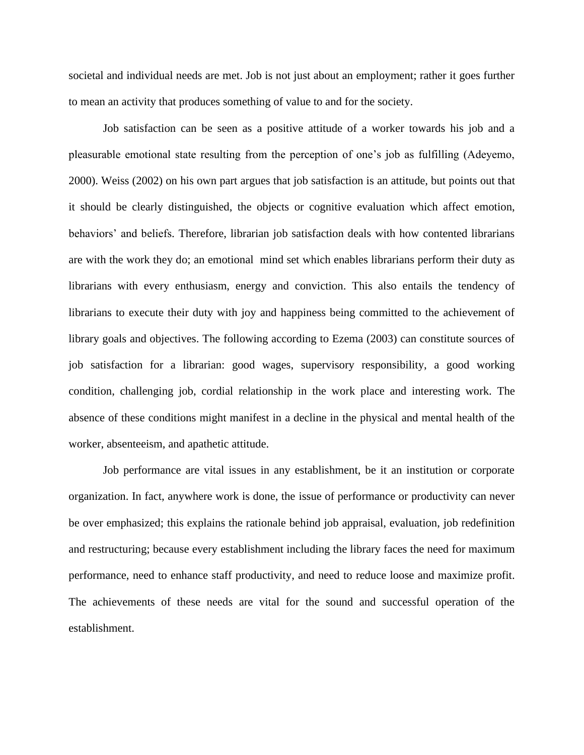societal and individual needs are met. Job is not just about an employment; rather it goes further to mean an activity that produces something of value to and for the society.

Job satisfaction can be seen as a positive attitude of a worker towards his job and a pleasurable emotional state resulting from the perception of one's job as fulfilling (Adeyemo, 2000). Weiss (2002) on his own part argues that job satisfaction is an attitude, but points out that it should be clearly distinguished, the objects or cognitive evaluation which affect emotion, behaviors' and beliefs. Therefore, librarian job satisfaction deals with how contented librarians are with the work they do; an emotional mind set which enables librarians perform their duty as librarians with every enthusiasm, energy and conviction. This also entails the tendency of librarians to execute their duty with joy and happiness being committed to the achievement of library goals and objectives. The following according to Ezema (2003) can constitute sources of job satisfaction for a librarian: good wages, supervisory responsibility, a good working condition, challenging job, cordial relationship in the work place and interesting work. The absence of these conditions might manifest in a decline in the physical and mental health of the worker, absenteeism, and apathetic attitude.

Job performance are vital issues in any establishment, be it an institution or corporate organization. In fact, anywhere work is done, the issue of performance or productivity can never be over emphasized; this explains the rationale behind job appraisal, evaluation, job redefinition and restructuring; because every establishment including the library faces the need for maximum performance, need to enhance staff productivity, and need to reduce loose and maximize profit. The achievements of these needs are vital for the sound and successful operation of the establishment.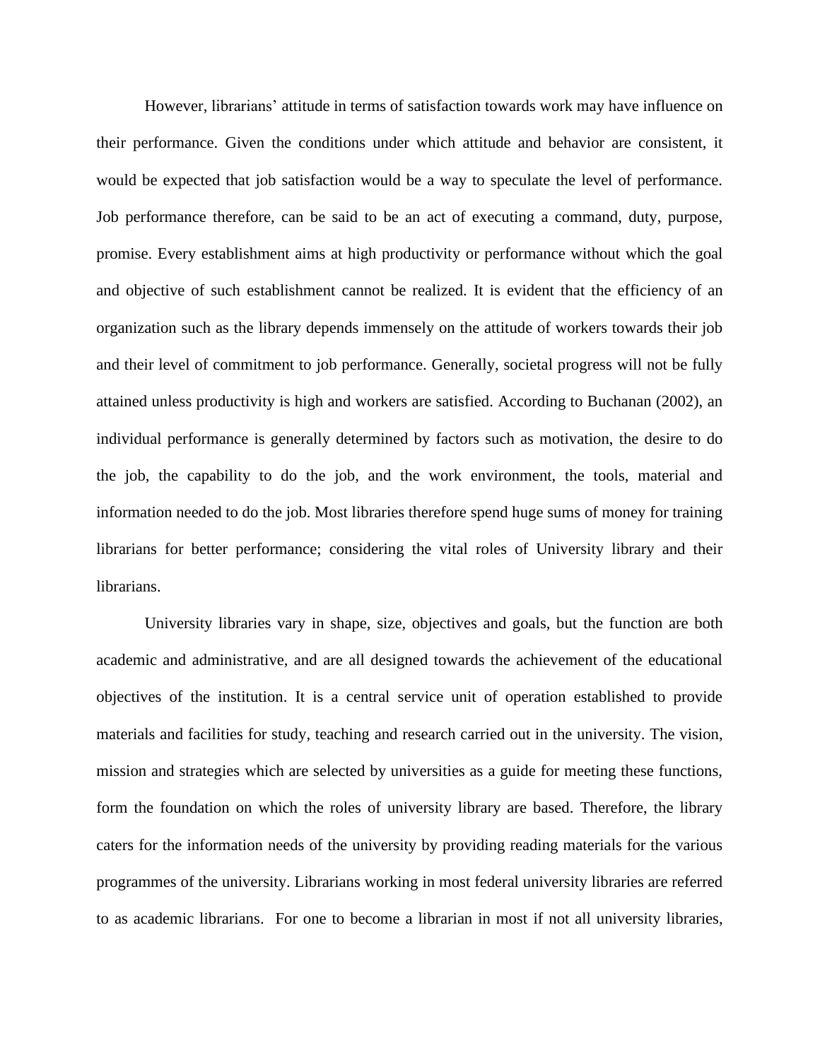However, librarians' attitude in terms of satisfaction towards work may have influence on their performance. Given the conditions under which attitude and behavior are consistent, it would be expected that job satisfaction would be a way to speculate the level of performance. Job performance therefore, can be said to be an act of executing a command, duty, purpose, promise. Every establishment aims at high productivity or performance without which the goal and objective of such establishment cannot be realized. It is evident that the efficiency of an organization such as the library depends immensely on the attitude of workers towards their job and their level of commitment to job performance. Generally, societal progress will not be fully attained unless productivity is high and workers are satisfied. According to Buchanan (2002), an individual performance is generally determined by factors such as motivation, the desire to do the job, the capability to do the job, and the work environment, the tools, material and information needed to do the job. Most libraries therefore spend huge sums of money for training librarians for better performance; considering the vital roles of University library and their librarians.

University libraries vary in shape, size, objectives and goals, but the function are both academic and administrative, and are all designed towards the achievement of the educational objectives of the institution. It is a central service unit of operation established to provide materials and facilities for study, teaching and research carried out in the university. The vision, mission and strategies which are selected by universities as a guide for meeting these functions, form the foundation on which the roles of university library are based. Therefore, the library caters for the information needs of the university by providing reading materials for the various programmes of the university. Librarians working in most federal university libraries are referred to as academic librarians.  For one to become a librarian in most if not all university libraries,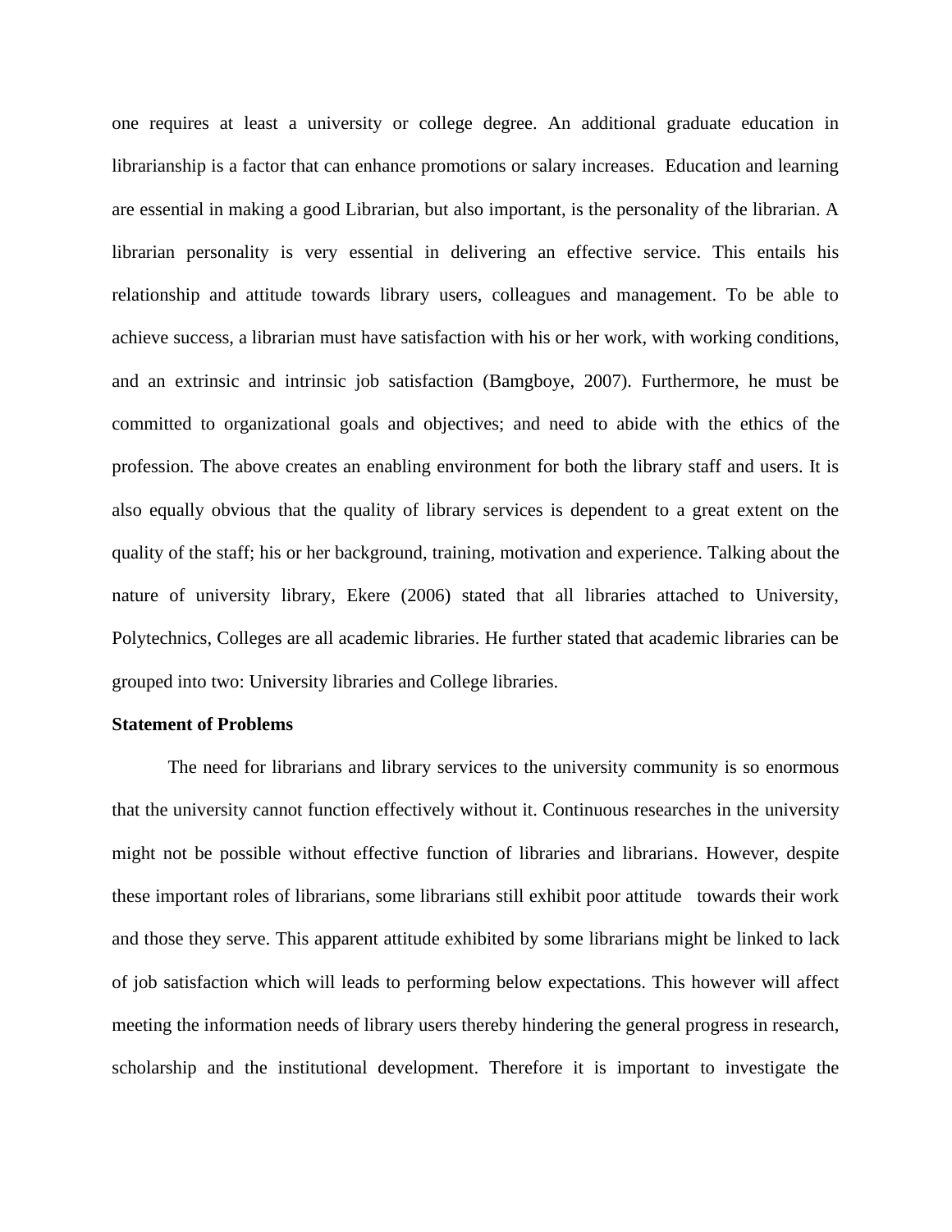one requires at least a university or college degree. An additional graduate education in librarianship is a factor that can enhance promotions or salary increases. Education and learning are essential in making a good Librarian, but also important, is the personality of the librarian. A librarian personality is very essential in delivering an effective service. This entails his relationship and attitude towards library users, colleagues and management. To be able to achieve success, a librarian must have satisfaction with his or her work, with working conditions, and an extrinsic and intrinsic job satisfaction (Bamgboye, 2007). Furthermore, he must be committed to organizational goals and objectives; and need to abide with the ethics of the profession. The above creates an enabling environment for both the library staff and users. It is also equally obvious that the quality of library services is dependent to a great extent on the quality of the staff; his or her background, training, motivation and experience. Talking about the nature of university library, Ekere (2006) stated that all libraries attached to University, Polytechnics, Colleges are all academic libraries. He further stated that academic libraries can be grouped into two: University libraries and College libraries.

**Statement of Problems**

The need for librarians and library services to the university community is so enormous that the university cannot function effectively without it. Continuous researches in the university might not be possible without effective function of libraries and librarians. However, despite these important roles of librarians, some librarians still exhibit poor attitude towards their work and those they serve. This apparent attitude exhibited by some librarians might be linked to lack of job satisfaction which will leads to performing below expectations. This however will affect meeting the information needs of library users thereby hindering the general progress in research, scholarship and the institutional development. Therefore it is important to investigate the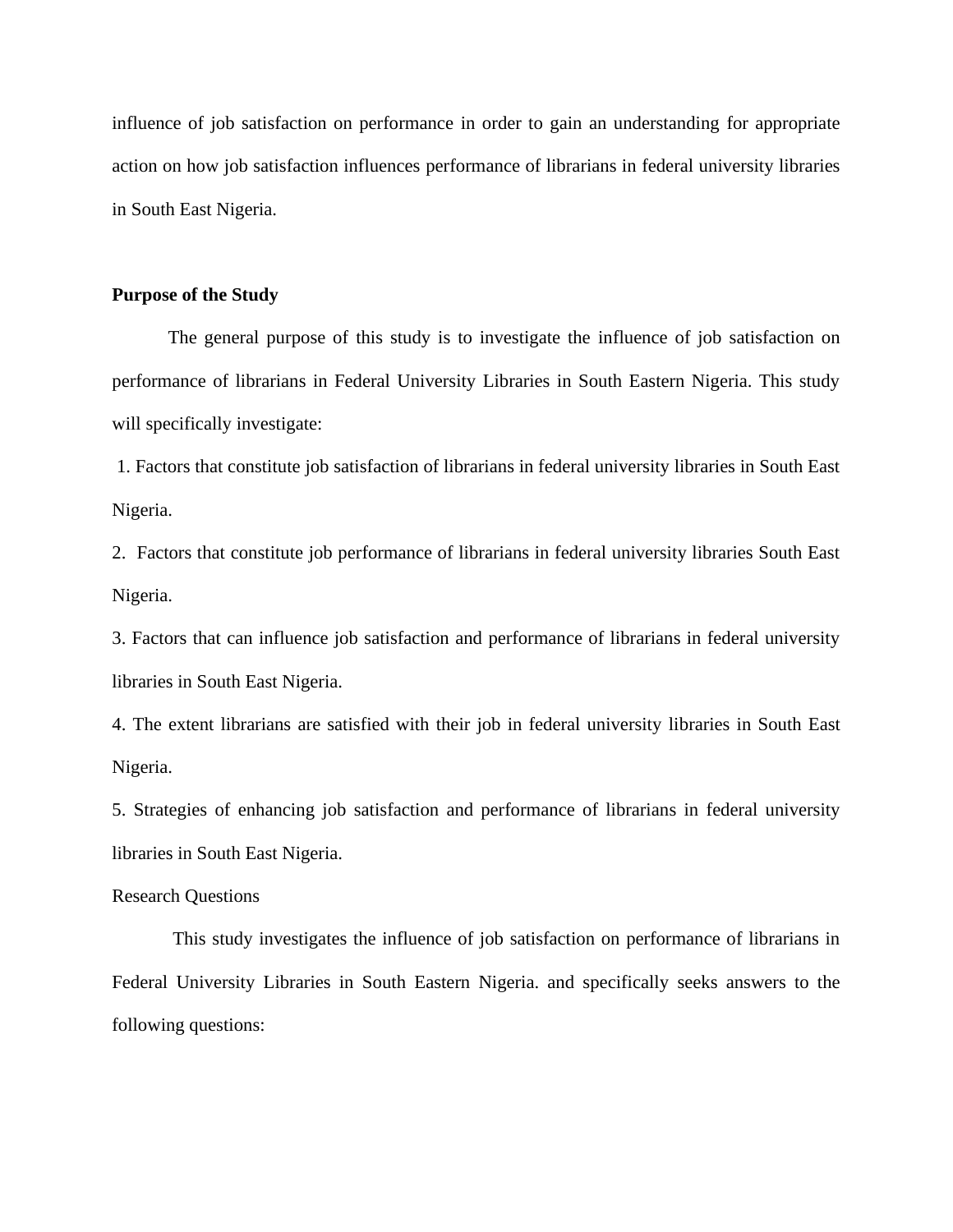influence of job satisfaction on performance in order to gain an understanding for appropriate action on how job satisfaction influences performance of librarians in federal university libraries in South East Nigeria.

**Purpose of the Study**

The general purpose of this study is to investigate the influence of job satisfaction on performance of librarians in Federal University Libraries in South Eastern Nigeria. This study will specifically investigate:

1. Factors that constitute job satisfaction of librarians in federal university libraries in South East Nigeria.
2. Factors that constitute job performance of librarians in federal university libraries South East Nigeria.
3. Factors that can influence job satisfaction and performance of librarians in federal university libraries in South East Nigeria.
4. The extent librarians are satisfied with their job in federal university libraries in South East Nigeria.
5. Strategies of enhancing job satisfaction and performance of librarians in federal university libraries in South East Nigeria.

Research Questions

This study investigates the influence of job satisfaction on performance of librarians in Federal University Libraries in South Eastern Nigeria. and specifically seeks answers to the following questions: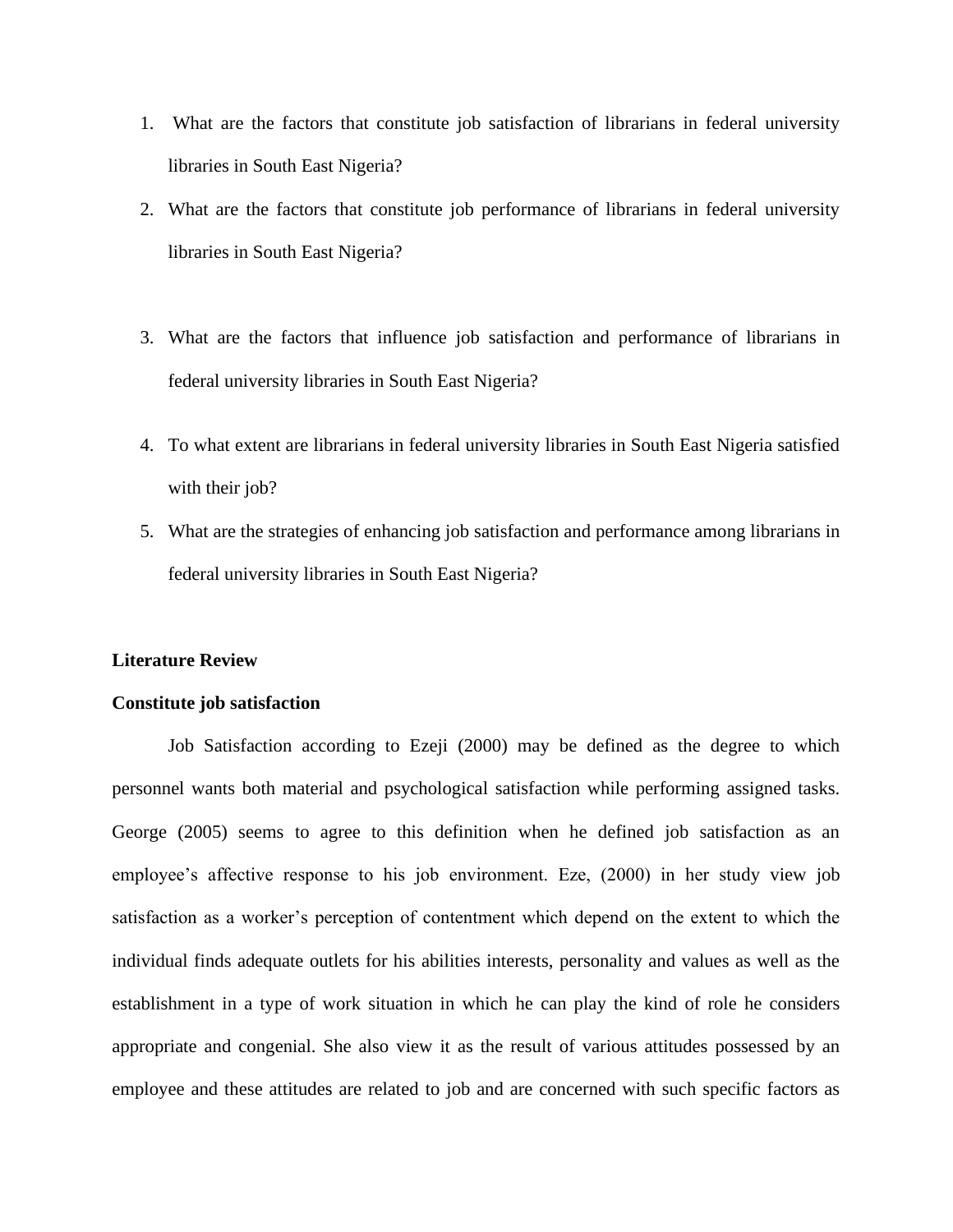1. What are the factors that constitute job satisfaction of librarians in federal university libraries in South East Nigeria?
2. What are the factors that constitute job performance of librarians in federal university libraries in South East Nigeria?
3. What are the factors that influence job satisfaction and performance of librarians in federal university libraries in South East Nigeria?
4. To what extent are librarians in federal university libraries in South East Nigeria satisfied with their job?
5. What are the strategies of enhancing job satisfaction and performance among librarians in federal university libraries in South East Nigeria?

**Literature Review**

**Constitute job satisfaction**

Job Satisfaction according to Ezeji (2000) may be defined as the degree to which personnel wants both material and psychological satisfaction while performing assigned tasks. George (2005) seems to agree to this definition when he defined job satisfaction as an employee's affective response to his job environment. Eze, (2000) in her study view job satisfaction as a worker's perception of contentment which depend on the extent to which the individual finds adequate outlets for his abilities interests, personality and values as well as the establishment in a type of work situation in which he can play the kind of role he considers appropriate and congenial. She also view it as the result of various attitudes possessed by an employee and these attitudes are related to job and are concerned with such specific factors as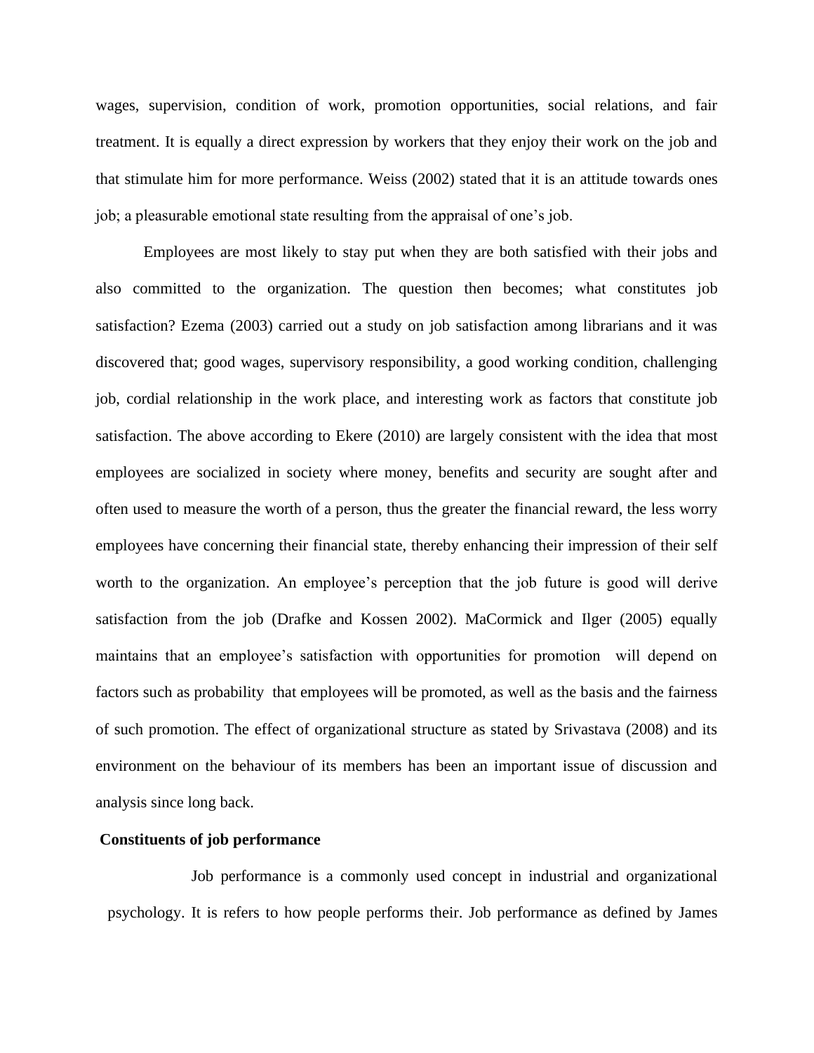wages, supervision, condition of work, promotion opportunities, social relations, and fair treatment. It is equally a direct expression by workers that they enjoy their work on the job and that stimulate him for more performance. Weiss (2002) stated that it is an attitude towards ones job; a pleasurable emotional state resulting from the appraisal of one's job.

Employees are most likely to stay put when they are both satisfied with their jobs and also committed to the organization. The question then becomes; what constitutes job satisfaction? Ezema (2003) carried out a study on job satisfaction among librarians and it was discovered that; good wages, supervisory responsibility, a good working condition, challenging job, cordial relationship in the work place, and interesting work as factors that constitute job satisfaction. The above according to Ekere (2010) are largely consistent with the idea that most employees are socialized in society where money, benefits and security are sought after and often used to measure the worth of a person, thus the greater the financial reward, the less worry employees have concerning their financial state, thereby enhancing their impression of their self worth to the organization. An employee's perception that the job future is good will derive satisfaction from the job (Drafke and Kossen 2002). MaCormick and Ilger (2005) equally maintains that an employee's satisfaction with opportunities for promotion will depend on factors such as probability that employees will be promoted, as well as the basis and the fairness of such promotion. The effect of organizational structure as stated by Srivastava (2008) and its environment on the behaviour of its members has been an important issue of discussion and analysis since long back.

**Constituents of job performance**

Job performance is a commonly used concept in industrial and organizational psychology. It is refers to how people performs their. Job performance as defined by James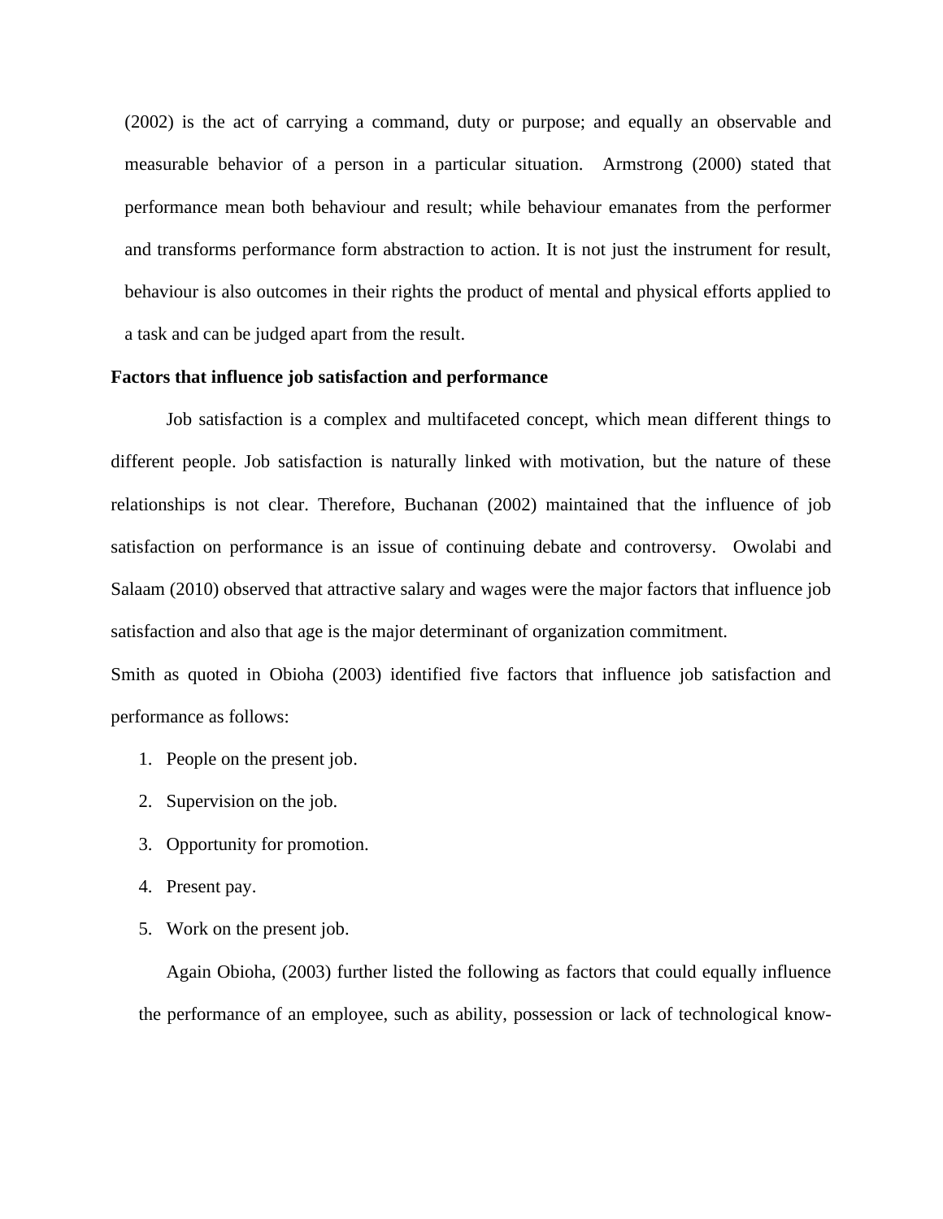(2002) is the act of carrying a command, duty or purpose; and equally an observable and measurable behavior of a person in a particular situation. Armstrong (2000) stated that performance mean both behaviour and result; while behaviour emanates from the performer and transforms performance form abstraction to action. It is not just the instrument for result, behaviour is also outcomes in their rights the product of mental and physical efforts applied to a task and can be judged apart from the result.

**Factors that influence job satisfaction and performance**

Job satisfaction is a complex and multifaceted concept, which mean different things to different people. Job satisfaction is naturally linked with motivation, but the nature of these relationships is not clear. Therefore, Buchanan (2002) maintained that the influence of job satisfaction on performance is an issue of continuing debate and controversy. Owolabi and Salaam (2010) observed that attractive salary and wages were the major factors that influence job satisfaction and also that age is the major determinant of organization commitment.

Smith as quoted in Obioha (2003) identified five factors that influence job satisfaction and performance as follows:

1. People on the present job.
2. Supervision on the job.
3. Opportunity for promotion.
4. Present pay.
5. Work on the present job.

Again Obioha, (2003) further listed the following as factors that could equally influence the performance of an employee, such as ability, possession or lack of technological know-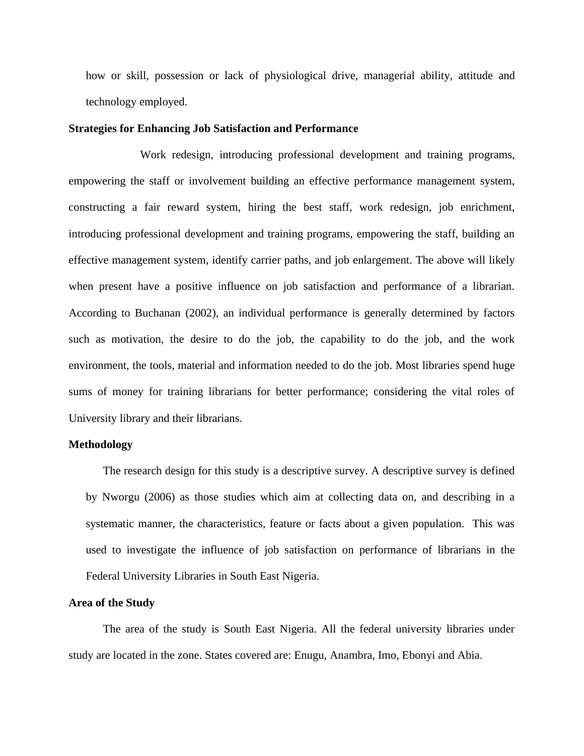how or skill, possession or lack of physiological drive, managerial ability, attitude and technology employed.

**Strategies for Enhancing Job Satisfaction and Performance**

Work redesign, introducing professional development and training programs, empowering the staff or involvement building an effective performance management system, constructing a fair reward system, hiring the best staff, work redesign, job enrichment, introducing professional development and training programs, empowering the staff, building an effective management system, identify carrier paths, and job enlargement. The above will likely when present have a positive influence on job satisfaction and performance of a librarian. According to Buchanan (2002), an individual performance is generally determined by factors such as motivation, the desire to do the job, the capability to do the job, and the work environment, the tools, material and information needed to do the job. Most libraries spend huge sums of money for training librarians for better performance; considering the vital roles of University library and their librarians.

**Methodology**

The research design for this study is a descriptive survey. A descriptive survey is defined by Nworgu (2006) as those studies which aim at collecting data on, and describing in a systematic manner, the characteristics, feature or facts about a given population. This was used to investigate the influence of job satisfaction on performance of librarians in the Federal University Libraries in South East Nigeria.

**Area of the Study**

The area of the study is South East Nigeria. All the federal university libraries under study are located in the zone. States covered are: Enugu, Anambra, Imo, Ebonyi and Abia.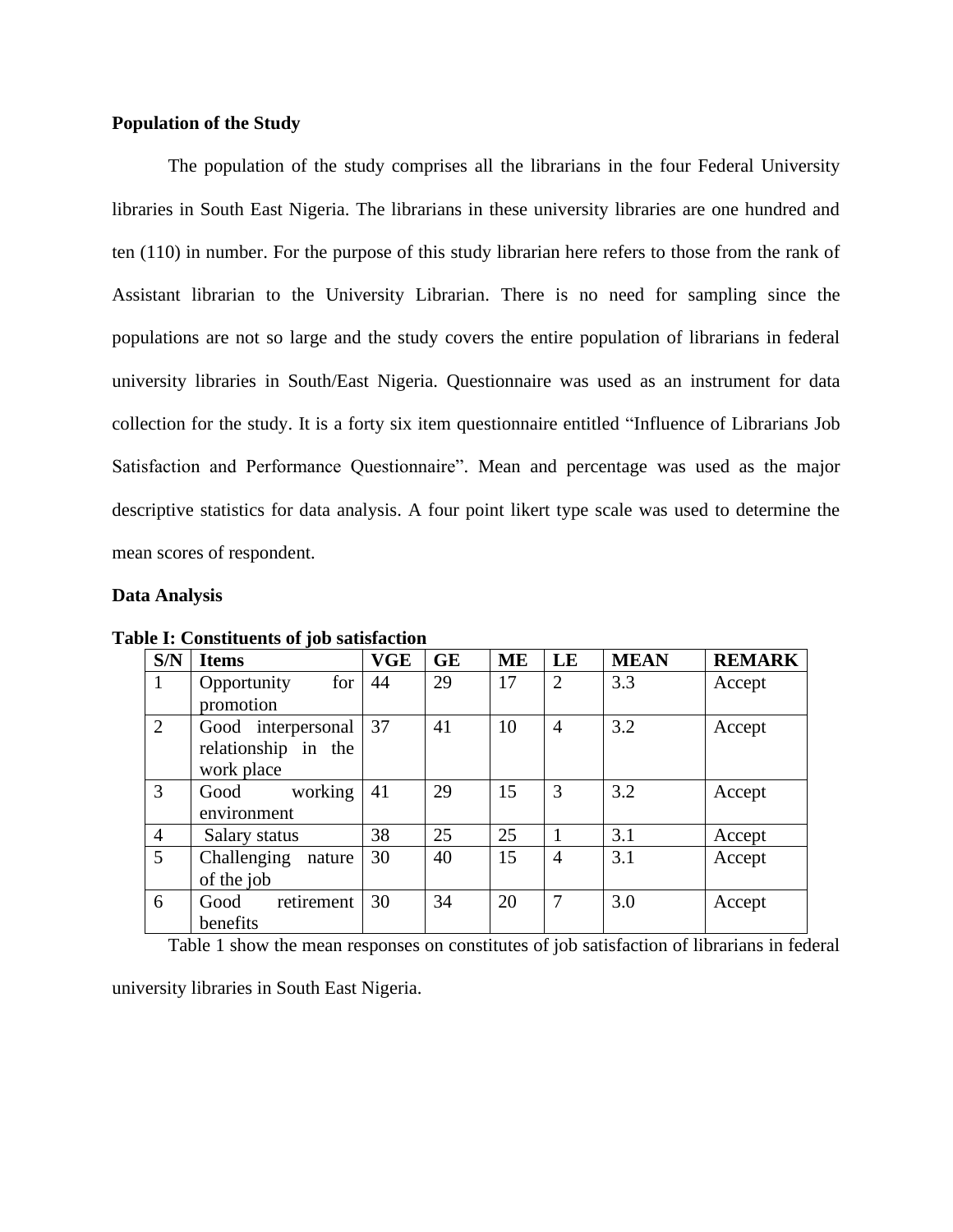**Population of the Study**

The population of the study comprises all the librarians in the four Federal University libraries in South East Nigeria. The librarians in these university libraries are one hundred and ten (110) in number. For the purpose of this study librarian here refers to those from the rank of Assistant librarian to the University Librarian. There is no need for sampling since the populations are not so large and the study covers the entire population of librarians in federal university libraries in South/East Nigeria. Questionnaire was used as an instrument for data collection for the study. It is a forty six item questionnaire entitled "Influence of Librarians Job Satisfaction and Performance Questionnaire". Mean and percentage was used as the major descriptive statistics for data analysis. A four point likert type scale was used to determine the mean scores of respondent.

**Data Analysis**

**Table I: Constituents of job satisfaction**

| S/N | Items | VGE | GE | ME | LE | MEAN | REMARK |
|---|---|---|---|---|---|---|---|
| 1 | Opportunity for promotion | 44 | 29 | 17 | 2 | 3.3 | Accept |
| 2 | Good interpersonal relationship in the work place | 37 | 41 | 10 | 4 | 3.2 | Accept |
| 3 | Good working environment | 41 | 29 | 15 | 3 | 3.2 | Accept |
| 4 | Salary status | 38 | 25 | 25 | 1 | 3.1 | Accept |
| 5 | Challenging nature of the job | 30 | 40 | 15 | 4 | 3.1 | Accept |
| 6 | Good retirement benefits | 30 | 34 | 20 | 7 | 3.0 | Accept |

Table 1 show the mean responses on constitutes of job satisfaction of librarians in federal university libraries in South East Nigeria.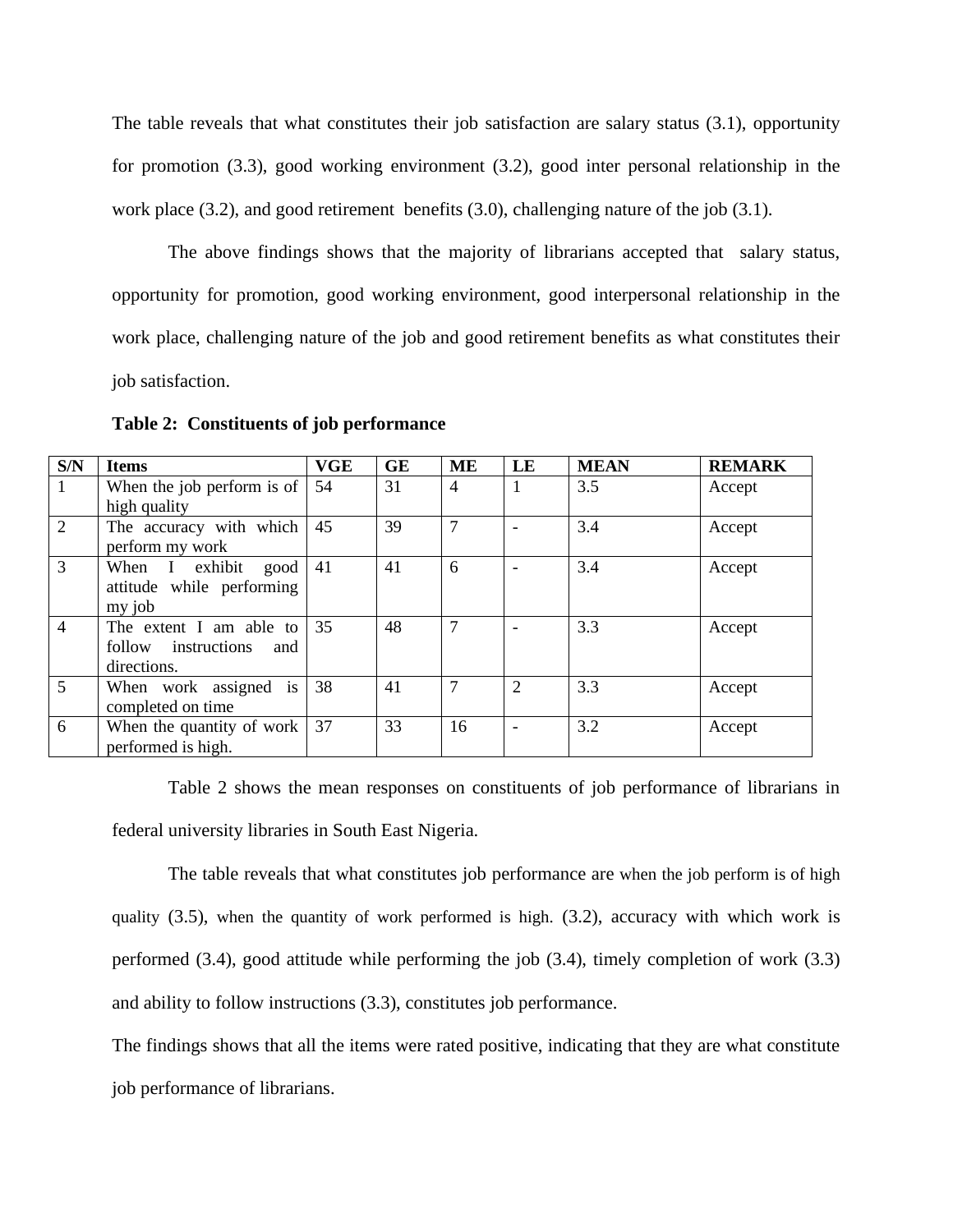The table reveals that what constitutes their job satisfaction are salary status (3.1), opportunity for promotion (3.3), good working environment (3.2), good inter personal relationship in the work place (3.2), and good retirement benefits (3.0), challenging nature of the job (3.1).

The above findings shows that the majority of librarians accepted that salary status, opportunity for promotion, good working environment, good interpersonal relationship in the work place, challenging nature of the job and good retirement benefits as what constitutes their job satisfaction.

**Table 2: Constituents of job performance**

| S/N | Items | VGE | GE | ME | LE | MEAN | REMARK |
|---|---|---|---|---|---|---|---|
| 1 | When the job perform is of high quality | 54 | 31 | 4 | 1 | 3.5 | Accept |
| 2 | The accuracy with which perform my work | 45 | 39 | 7 | - | 3.4 | Accept |
| 3 | When I exhibit good attitude while performing my job | 41 | 41 | 6 | - | 3.4 | Accept |
| 4 | The extent I am able to follow instructions and directions. | 35 | 48 | 7 | - | 3.3 | Accept |
| 5 | When work assigned is completed on time | 38 | 41 | 7 | 2 | 3.3 | Accept |
| 6 | When the quantity of work performed is high. | 37 | 33 | 16 | - | 3.2 | Accept |

Table 2 shows the mean responses on constituents of job performance of librarians in federal university libraries in South East Nigeria.

The table reveals that what constitutes job performance are when the job perform is of high quality (3.5), when the quantity of work performed is high. (3.2), accuracy with which work is performed (3.4), good attitude while performing the job (3.4), timely completion of work (3.3) and ability to follow instructions (3.3), constitutes job performance.

The findings shows that all the items were rated positive, indicating that they are what constitute job performance of librarians.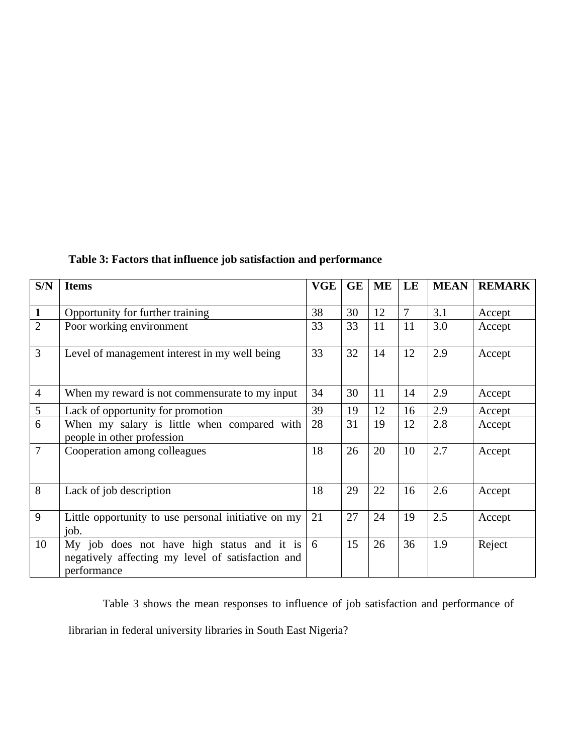**Table 3: Factors that influence job satisfaction and performance**

| S/N | Items | VGE | GE | ME | LE | MEAN | REMARK |
|---|---|---|---|---|---|---|---|
| **1** | Opportunity for further training | 38 | 30 | 12 | 7 | 3.1 | Accept |
| 2 | Poor working environment | 33 | 33 | 11 | 11 | 3.0 | Accept |
| 3 | Level of management interest in my well being | 33 | 32 | 14 | 12 | 2.9 | Accept |
| 4 | When my reward is not commensurate to my input | 34 | 30 | 11 | 14 | 2.9 | Accept |
| 5 | Lack of opportunity for promotion | 39 | 19 | 12 | 16 | 2.9 | Accept |
| 6 | When my salary is little when compared with people in other profession | 28 | 31 | 19 | 12 | 2.8 | Accept |
| 7 | Cooperation among colleagues | 18 | 26 | 20 | 10 | 2.7 | Accept |
| 8 | Lack of job description | 18 | 29 | 22 | 16 | 2.6 | Accept |
| 9 | Little opportunity to use personal initiative on my job. | 21 | 27 | 24 | 19 | 2.5 | Accept |
| 10 | My job does not have high status and it is negatively affecting my level of satisfaction and performance | 6 | 15 | 26 | 36 | 1.9 | Reject |

Table 3 shows the mean responses to influence of job satisfaction and performance of librarian in federal university libraries in South East Nigeria?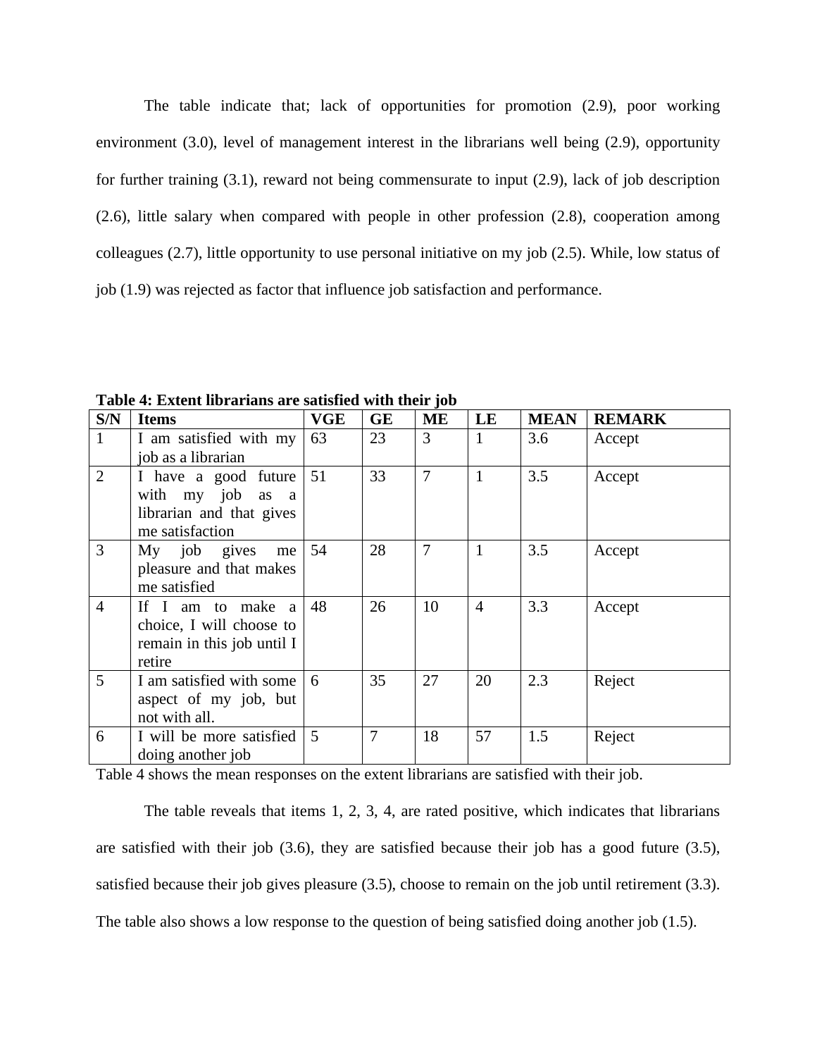The table indicate that; lack of opportunities for promotion (2.9), poor working environment (3.0), level of management interest in the librarians well being (2.9), opportunity for further training (3.1), reward not being commensurate to input (2.9), lack of job description (2.6), little salary when compared with people in other profession (2.8), cooperation among colleagues (2.7), little opportunity to use personal initiative on my job (2.5). While, low status of job (1.9) was rejected as factor that influence job satisfaction and performance.

**Table 4: Extent librarians are satisfied with their job**

| S/N | Items | VGE | GE | ME | LE | MEAN | REMARK |
|---|---|---|---|---|---|---|---|
| 1 | I am satisfied with my job as a librarian | 63 | 23 | 3 | 1 | 3.6 | Accept |
| 2 | I have a good future with my job as a librarian and that gives me satisfaction | 51 | 33 | 7 | 1 | 3.5 | Accept |
| 3 | My job gives me pleasure and that makes me satisfied | 54 | 28 | 7 | 1 | 3.5 | Accept |
| 4 | If I am to make a choice, I will choose to remain in this job until I retire | 48 | 26 | 10 | 4 | 3.3 | Accept |
| 5 | I am satisfied with some aspect of my job, but not with all. | 6 | 35 | 27 | 20 | 2.3 | Reject |
| 6 | I will be more satisfied doing another job | 5 | 7 | 18 | 57 | 1.5 | Reject |

Table 4 shows the mean responses on the extent librarians are satisfied with their job.

The table reveals that items 1, 2, 3, 4, are rated positive, which indicates that librarians are satisfied with their job (3.6), they are satisfied because their job has a good future (3.5), satisfied because their job gives pleasure (3.5), choose to remain on the job until retirement (3.3). The table also shows a low response to the question of being satisfied doing another job (1.5).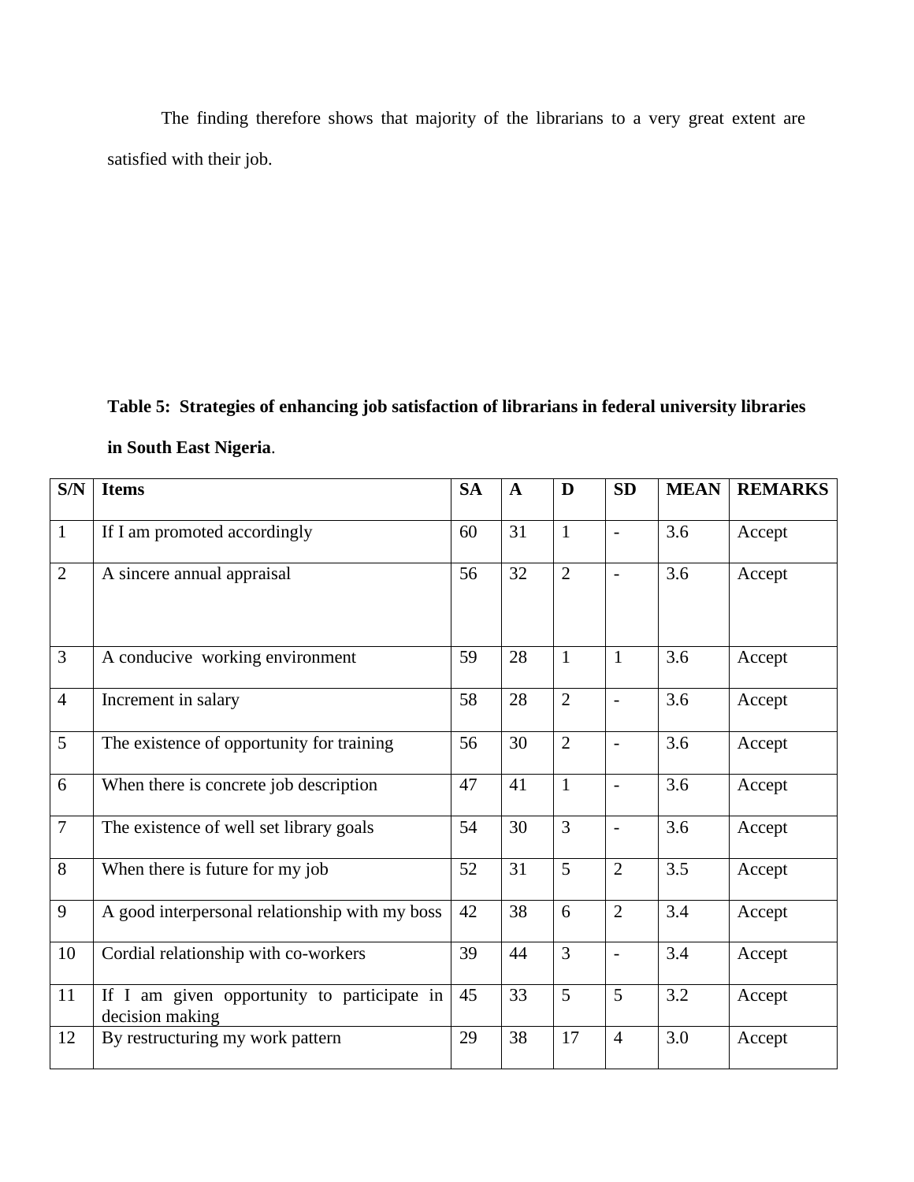The finding therefore shows that majority of the librarians to a very great extent are satisfied with their job.

**Table 5: Strategies of enhancing job satisfaction of librarians in federal university libraries in South East Nigeria**.

| S/N | Items | SA | A | D | SD | MEAN | REMARKS |
|---|---|---|---|---|---|---|---|
| 1 | If I am promoted accordingly | 60 | 31 | 1 | - | 3.6 | Accept |
| 2 | A sincere annual appraisal | 56 | 32 | 2 | - | 3.6 | Accept |
| 3 | A conducive working environment | 59 | 28 | 1 | 1 | 3.6 | Accept |
| 4 | Increment in salary | 58 | 28 | 2 | - | 3.6 | Accept |
| 5 | The existence of opportunity for training | 56 | 30 | 2 | - | 3.6 | Accept |
| 6 | When there is concrete job description | 47 | 41 | 1 | - | 3.6 | Accept |
| 7 | The existence of well set library goals | 54 | 30 | 3 | - | 3.6 | Accept |
| 8 | When there is future for my job | 52 | 31 | 5 | 2 | 3.5 | Accept |
| 9 | A good interpersonal relationship with my boss | 42 | 38 | 6 | 2 | 3.4 | Accept |
| 10 | Cordial relationship with co-workers | 39 | 44 | 3 | - | 3.4 | Accept |
| 11 | If I am given opportunity to participate in decision making | 45 | 33 | 5 | 5 | 3.2 | Accept |
| 12 | By restructuring my work pattern | 29 | 38 | 17 | 4 | 3.0 | Accept |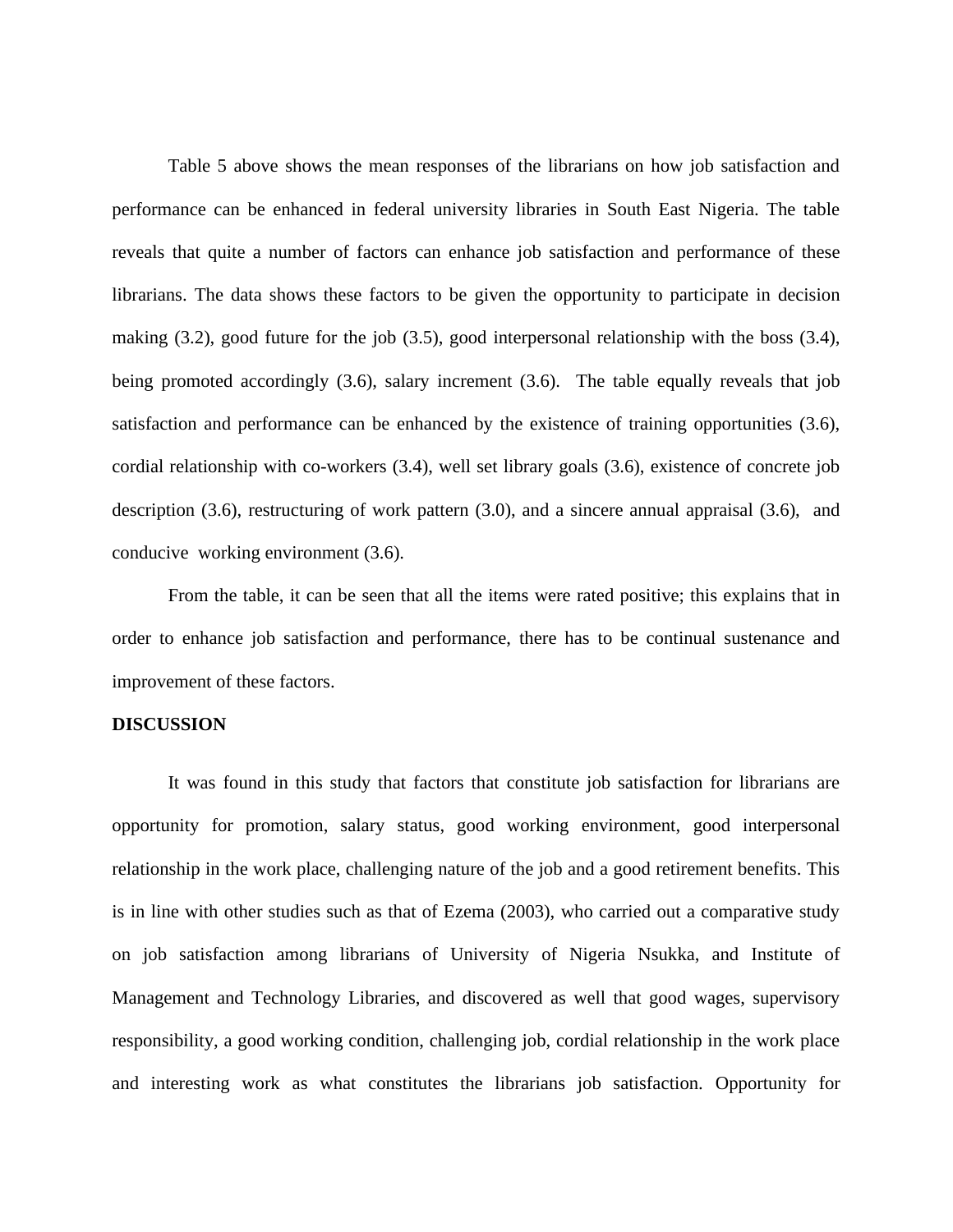Table 5 above shows the mean responses of the librarians on how job satisfaction and performance can be enhanced in federal university libraries in South East Nigeria. The table reveals that quite a number of factors can enhance job satisfaction and performance of these librarians. The data shows these factors to be given the opportunity to participate in decision making (3.2), good future for the job (3.5), good interpersonal relationship with the boss (3.4), being promoted accordingly (3.6), salary increment (3.6). The table equally reveals that job satisfaction and performance can be enhanced by the existence of training opportunities (3.6), cordial relationship with co-workers (3.4), well set library goals (3.6), existence of concrete job description (3.6), restructuring of work pattern (3.0), and a sincere annual appraisal (3.6), and conducive working environment (3.6).

From the table, it can be seen that all the items were rated positive; this explains that in order to enhance job satisfaction and performance, there has to be continual sustenance and improvement of these factors.

**DISCUSSION**

It was found in this study that factors that constitute job satisfaction for librarians are opportunity for promotion, salary status, good working environment, good interpersonal relationship in the work place, challenging nature of the job and a good retirement benefits. This is in line with other studies such as that of Ezema (2003), who carried out a comparative study on job satisfaction among librarians of University of Nigeria Nsukka, and Institute of Management and Technology Libraries, and discovered as well that good wages, supervisory responsibility, a good working condition, challenging job, cordial relationship in the work place and interesting work as what constitutes the librarians job satisfaction. Opportunity for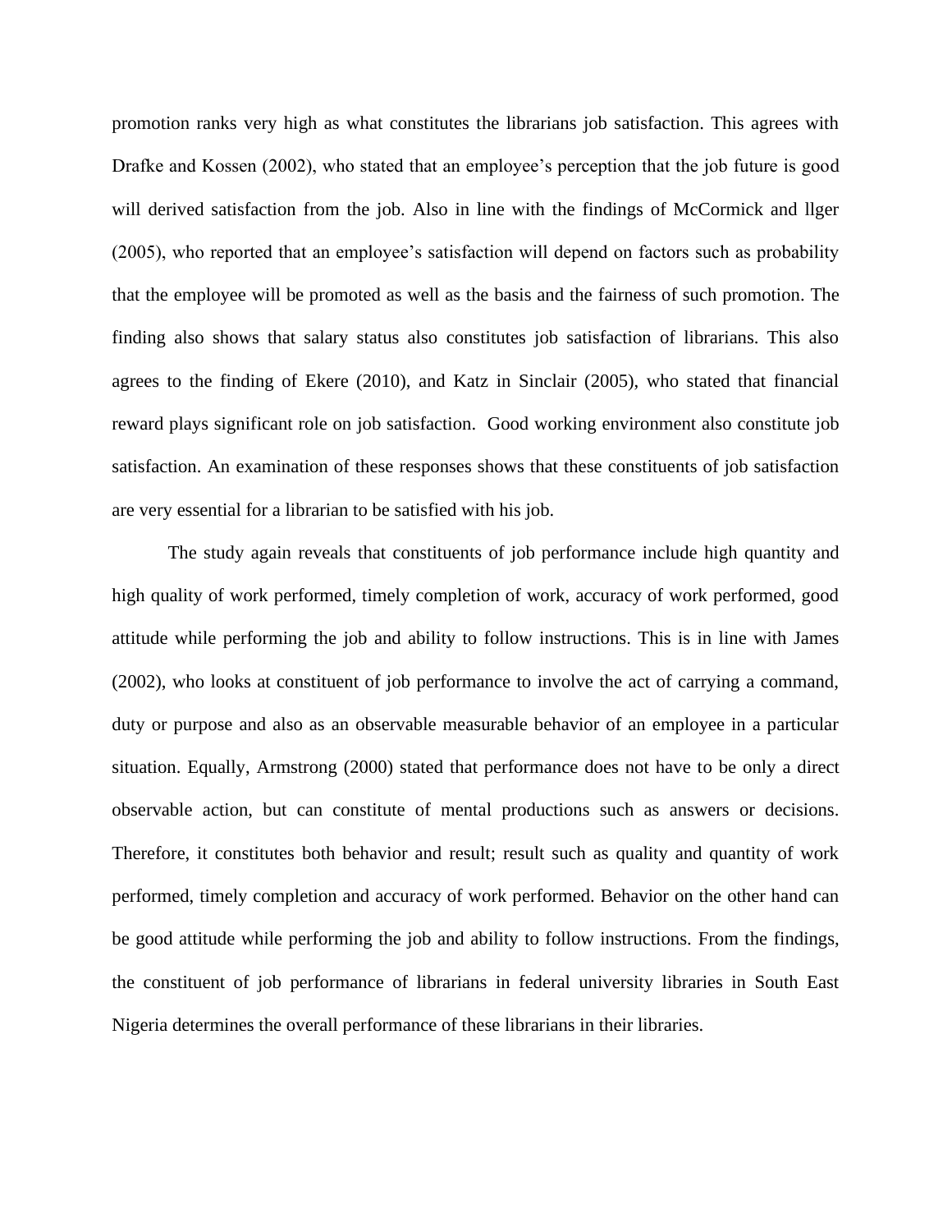promotion ranks very high as what constitutes the librarians job satisfaction. This agrees with Drafke and Kossen (2002), who stated that an employee's perception that the job future is good will derived satisfaction from the job. Also in line with the findings of McCormick and llger (2005), who reported that an employee's satisfaction will depend on factors such as probability that the employee will be promoted as well as the basis and the fairness of such promotion. The finding also shows that salary status also constitutes job satisfaction of librarians. This also agrees to the finding of Ekere (2010), and Katz in Sinclair (2005), who stated that financial reward plays significant role on job satisfaction. Good working environment also constitute job satisfaction. An examination of these responses shows that these constituents of job satisfaction are very essential for a librarian to be satisfied with his job.

The study again reveals that constituents of job performance include high quantity and high quality of work performed, timely completion of work, accuracy of work performed, good attitude while performing the job and ability to follow instructions. This is in line with James (2002), who looks at constituent of job performance to involve the act of carrying a command, duty or purpose and also as an observable measurable behavior of an employee in a particular situation. Equally, Armstrong (2000) stated that performance does not have to be only a direct observable action, but can constitute of mental productions such as answers or decisions. Therefore, it constitutes both behavior and result; result such as quality and quantity of work performed, timely completion and accuracy of work performed. Behavior on the other hand can be good attitude while performing the job and ability to follow instructions. From the findings, the constituent of job performance of librarians in federal university libraries in South East Nigeria determines the overall performance of these librarians in their libraries.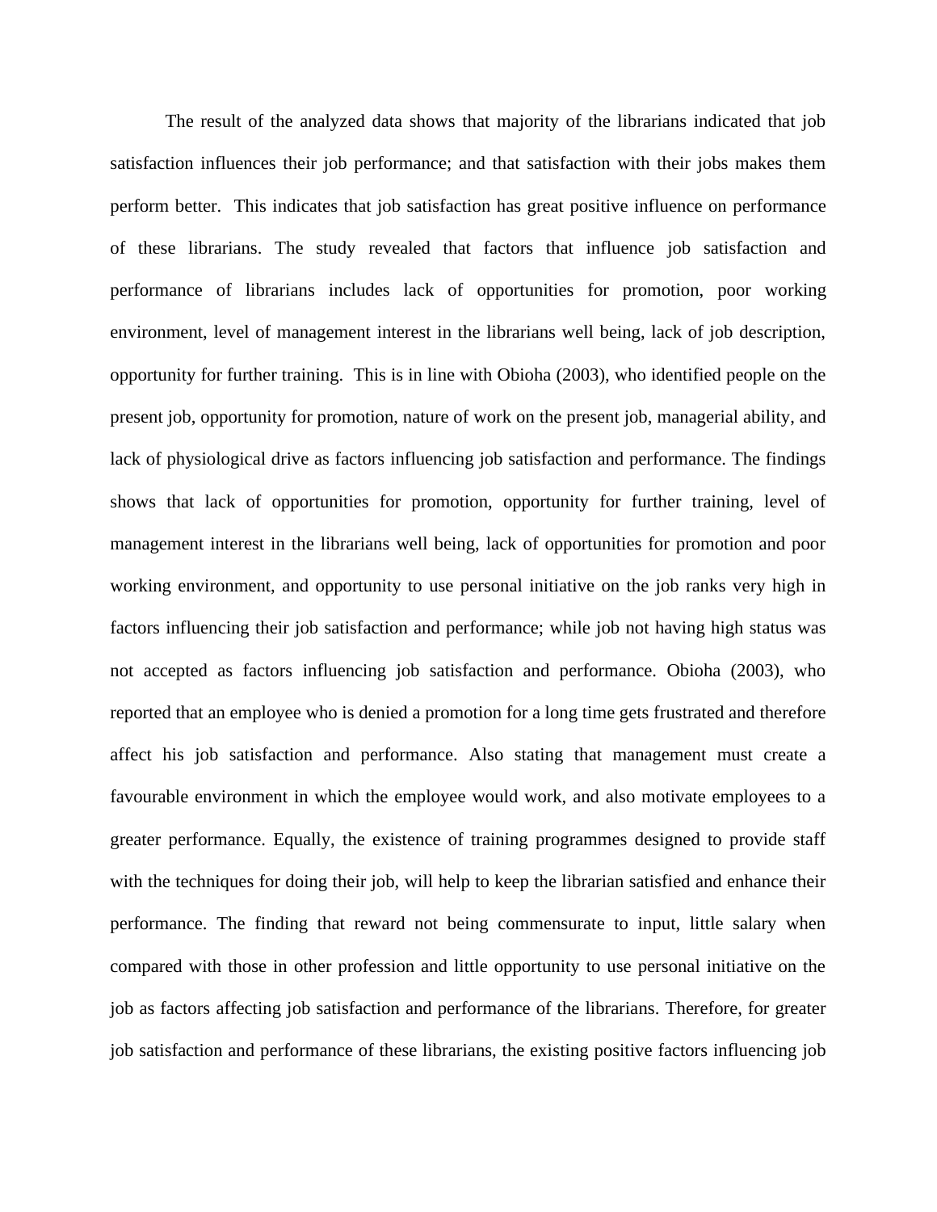The result of the analyzed data shows that majority of the librarians indicated that job satisfaction influences their job performance; and that satisfaction with their jobs makes them perform better. This indicates that job satisfaction has great positive influence on performance of these librarians. The study revealed that factors that influence job satisfaction and performance of librarians includes lack of opportunities for promotion, poor working environment, level of management interest in the librarians well being, lack of job description, opportunity for further training. This is in line with Obioha (2003), who identified people on the present job, opportunity for promotion, nature of work on the present job, managerial ability, and lack of physiological drive as factors influencing job satisfaction and performance. The findings shows that lack of opportunities for promotion, opportunity for further training, level of management interest in the librarians well being, lack of opportunities for promotion and poor working environment, and opportunity to use personal initiative on the job ranks very high in factors influencing their job satisfaction and performance; while job not having high status was not accepted as factors influencing job satisfaction and performance. Obioha (2003), who reported that an employee who is denied a promotion for a long time gets frustrated and therefore affect his job satisfaction and performance. Also stating that management must create a favourable environment in which the employee would work, and also motivate employees to a greater performance. Equally, the existence of training programmes designed to provide staff with the techniques for doing their job, will help to keep the librarian satisfied and enhance their performance. The finding that reward not being commensurate to input, little salary when compared with those in other profession and little opportunity to use personal initiative on the job as factors affecting job satisfaction and performance of the librarians. Therefore, for greater job satisfaction and performance of these librarians, the existing positive factors influencing job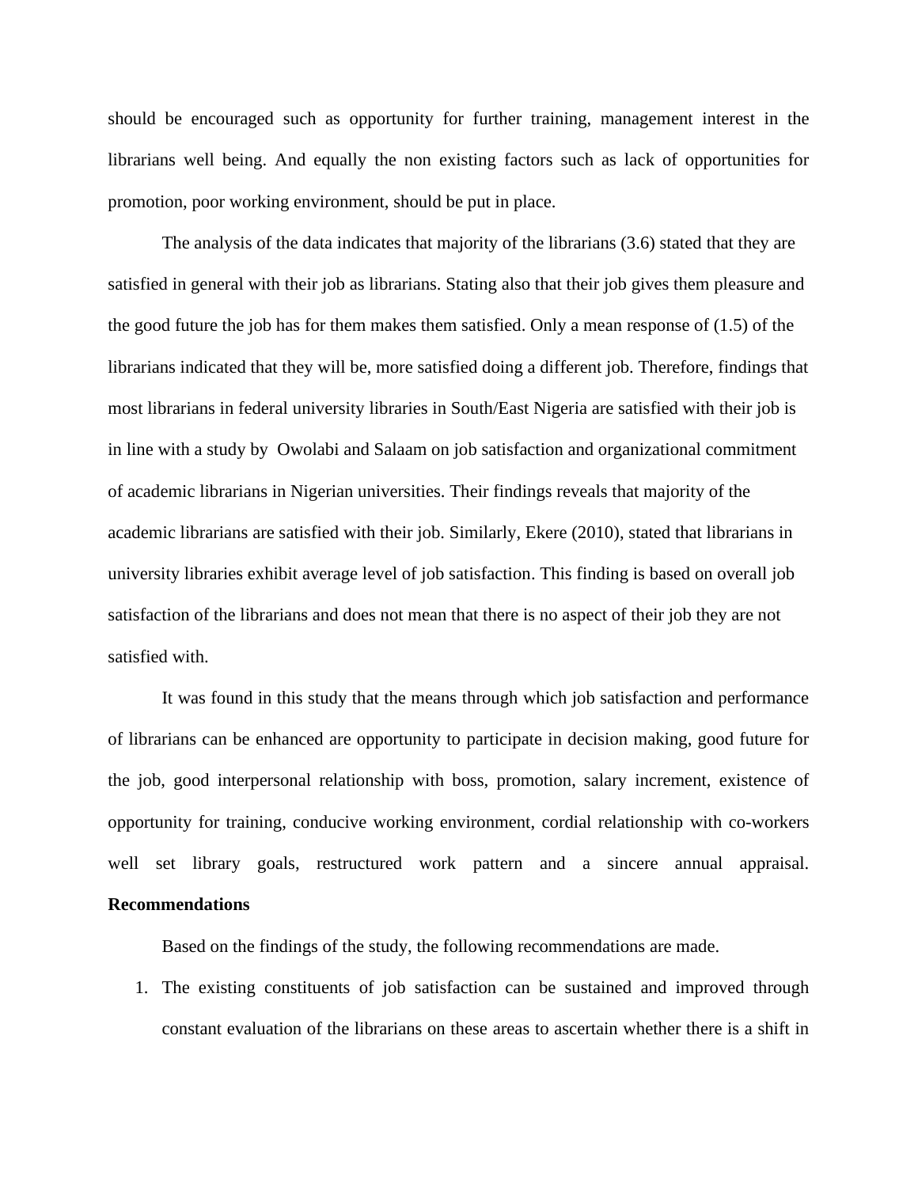should be encouraged such as opportunity for further training, management interest in the librarians well being. And equally the non existing factors such as lack of opportunities for promotion, poor working environment, should be put in place.

The analysis of the data indicates that majority of the librarians (3.6) stated that they are satisfied in general with their job as librarians. Stating also that their job gives them pleasure and the good future the job has for them makes them satisfied. Only a mean response of (1.5) of the librarians indicated that they will be, more satisfied doing a different job. Therefore, findings that most librarians in federal university libraries in South/East Nigeria are satisfied with their job is in line with a study by Owolabi and Salaam on job satisfaction and organizational commitment of academic librarians in Nigerian universities. Their findings reveals that majority of the academic librarians are satisfied with their job. Similarly, Ekere (2010), stated that librarians in university libraries exhibit average level of job satisfaction. This finding is based on overall job satisfaction of the librarians and does not mean that there is no aspect of their job they are not satisfied with.

It was found in this study that the means through which job satisfaction and performance of librarians can be enhanced are opportunity to participate in decision making, good future for the job, good interpersonal relationship with boss, promotion, salary increment, existence of opportunity for training, conducive working environment, cordial relationship with co-workers well set library goals, restructured work pattern and a sincere annual appraisal.

**Recommendations**

Based on the findings of the study, the following recommendations are made.

1. The existing constituents of job satisfaction can be sustained and improved through constant evaluation of the librarians on these areas to ascertain whether there is a shift in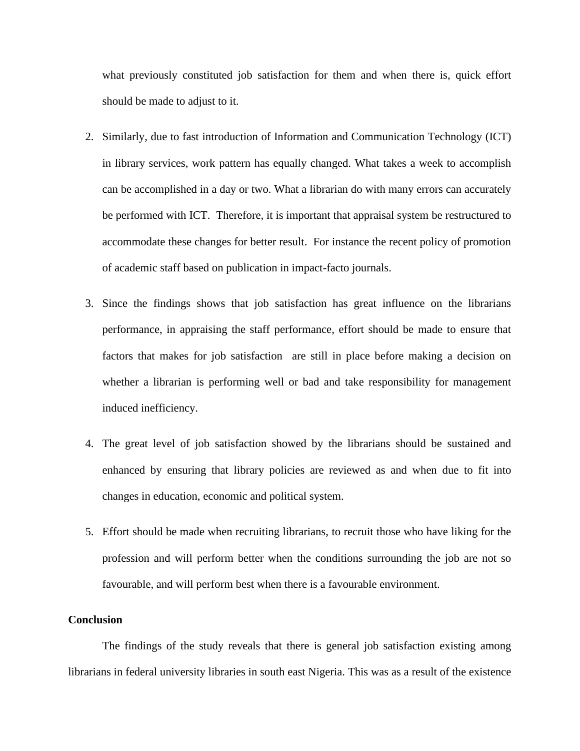what previously constituted job satisfaction for them and when there is, quick effort should be made to adjust to it.

2. Similarly, due to fast introduction of Information and Communication Technology (ICT) in library services, work pattern has equally changed. What takes a week to accomplish can be accomplished in a day or two. What a librarian do with many errors can accurately be performed with ICT. Therefore, it is important that appraisal system be restructured to accommodate these changes for better result. For instance the recent policy of promotion of academic staff based on publication in impact-facto journals.

3. Since the findings shows that job satisfaction has great influence on the librarians performance, in appraising the staff performance, effort should be made to ensure that factors that makes for job satisfaction are still in place before making a decision on whether a librarian is performing well or bad and take responsibility for management induced inefficiency.

4. The great level of job satisfaction showed by the librarians should be sustained and enhanced by ensuring that library policies are reviewed as and when due to fit into changes in education, economic and political system.

5. Effort should be made when recruiting librarians, to recruit those who have liking for the profession and will perform better when the conditions surrounding the job are not so favourable, and will perform best when there is a favourable environment.

**Conclusion**

The findings of the study reveals that there is general job satisfaction existing among librarians in federal university libraries in south east Nigeria. This was as a result of the existence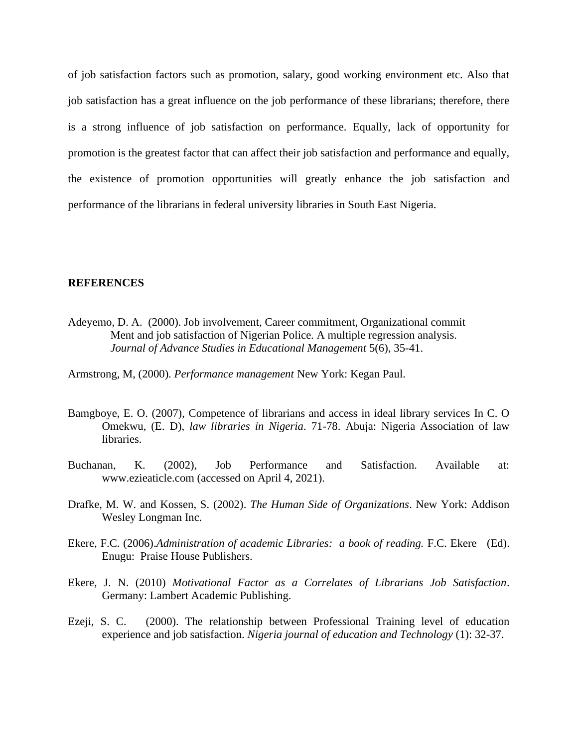of job satisfaction factors such as promotion, salary, good working environment etc. Also that job satisfaction has a great influence on the job performance of these librarians; therefore, there is a strong influence of job satisfaction on performance. Equally, lack of opportunity for promotion is the greatest factor that can affect their job satisfaction and performance and equally, the existence of promotion opportunities will greatly enhance the job satisfaction and performance of the librarians in federal university libraries in South East Nigeria.

**REFERENCES**

Adeyemo, D. A. (2000). Job involvement, Career commitment, Organizational commit Ment and job satisfaction of Nigerian Police. A multiple regression analysis. *Journal of Advance Studies in Educational Management* 5(6), 35-41.

Armstrong, M, (2000). *Performance management* New York: Kegan Paul.

Bamgboye, E. O. (2007), Competence of librarians and access in ideal library services In C. O Omekwu, (E. D), *law libraries in Nigeria*. 71-78. Abuja: Nigeria Association of law libraries.

Buchanan, K. (2002), Job Performance and Satisfaction. Available at: www.ezieaticle.com (accessed on April 4, 2021).

Drafke, M. W. and Kossen, S. (2002). *The Human Side of Organizations*. New York: Addison Wesley Longman Inc.

Ekere, F.C. (2006).*Administration of academic Libraries: a book of reading.* F.C. Ekere (Ed). Enugu: Praise House Publishers.

Ekere, J. N. (2010) *Motivational Factor as a Correlates of Librarians Job Satisfaction*. Germany: Lambert Academic Publishing.

Ezeji, S. C. (2000). The relationship between Professional Training level of education experience and job satisfaction. *Nigeria journal of education and Technology* (1): 32-37.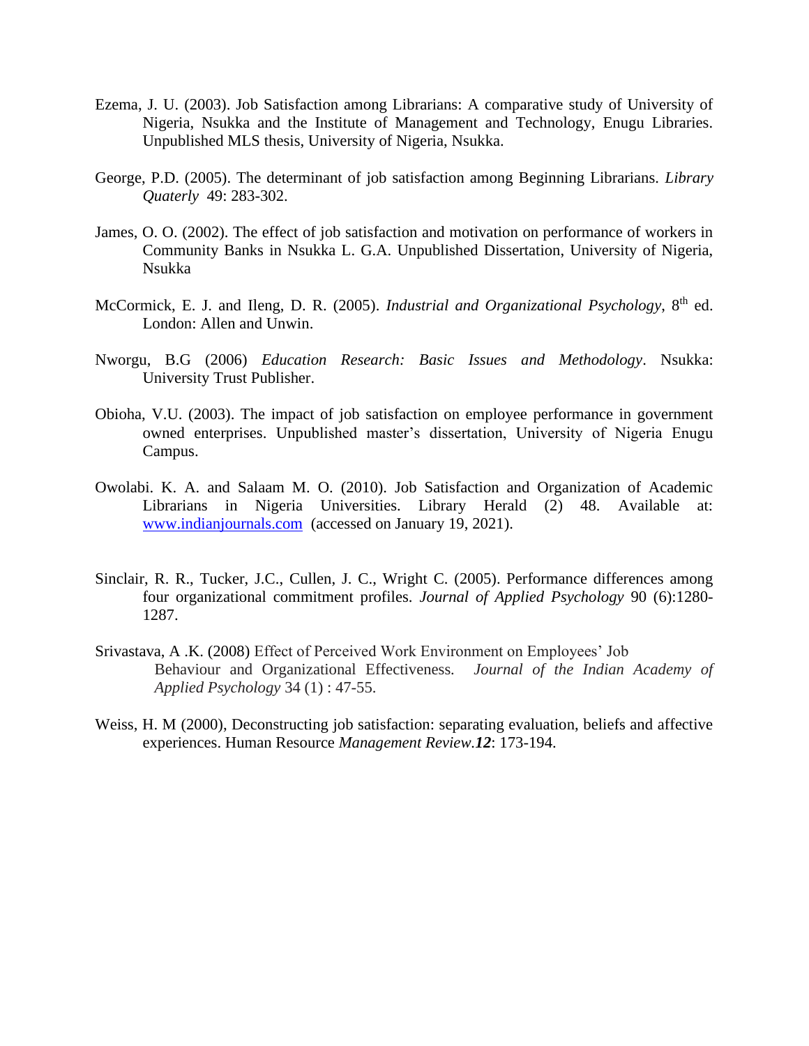Ezema, J. U. (2003). Job Satisfaction among Librarians: A comparative study of University of Nigeria, Nsukka and the Institute of Management and Technology, Enugu Libraries. Unpublished MLS thesis, University of Nigeria, Nsukka.

George, P.D. (2005). The determinant of job satisfaction among Beginning Librarians. *Library Quaterly* 49: 283-302.

James, O. O. (2002). The effect of job satisfaction and motivation on performance of workers in Community Banks in Nsukka L. G.A. Unpublished Dissertation, University of Nigeria, Nsukka

McCormick, E. J. and Ileng, D. R. (2005). *Industrial and Organizational Psychology*, 8th ed. London: Allen and Unwin.

Nworgu, B.G (2006) *Education Research: Basic Issues and Methodology*. Nsukka: University Trust Publisher.

Obioha, V.U. (2003). The impact of job satisfaction on employee performance in government owned enterprises. Unpublished master's dissertation, University of Nigeria Enugu Campus.

Owolabi. K. A. and Salaam M. O. (2010). Job Satisfaction and Organization of Academic Librarians in Nigeria Universities. Library Herald (2) 48. Available at: www.indianjournals.com (accessed on January 19, 2021).

Sinclair, R. R., Tucker, J.C., Cullen, J. C., Wright C. (2005). Performance differences among four organizational commitment profiles. *Journal of Applied Psychology* 90 (6):1280-1287.

Srivastava, A .K. (2008) Effect of Perceived Work Environment on Employees' Job Behaviour and Organizational Effectiveness. *Journal of the Indian Academy of Applied Psychology* 34 (1) : 47-55.

Weiss, H. M (2000), Deconstructing job satisfaction: separating evaluation, beliefs and affective experiences. Human Resource *Management Review.**12***: 173-194.